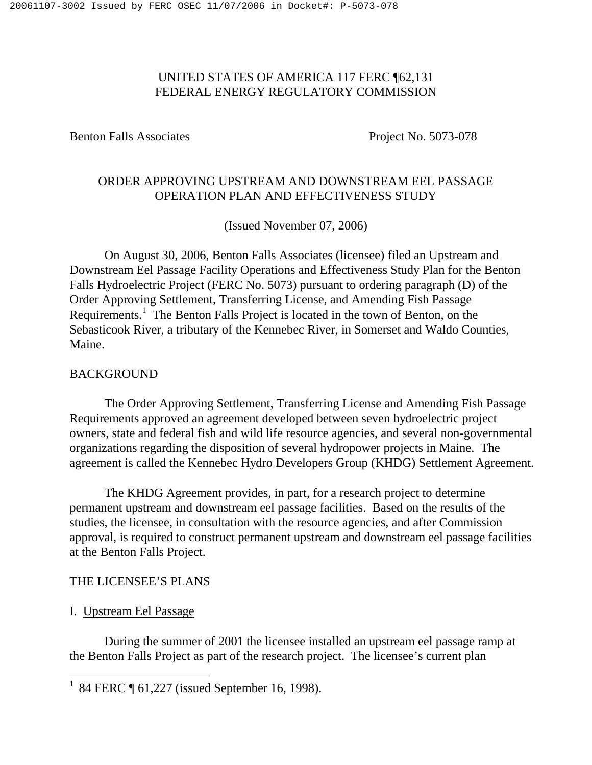UNITED STATES OF AMERICA 117 FERC ¶62,131
FEDERAL ENERGY REGULATORY COMMISSION

Benton Falls Associates Project No. 5073-078

ORDER APPROVING UPSTREAM AND DOWNSTREAM EEL PASSAGE OPERATION PLAN AND EFFECTIVENESS STUDY

(Issued November 07, 2006)

On August 30, 2006, Benton Falls Associates (licensee) filed an Upstream and Downstream Eel Passage Facility Operations and Effectiveness Study Plan for the Benton Falls Hydroelectric Project (FERC No. 5073) pursuant to ordering paragraph (D) of the Order Approving Settlement, Transferring License, and Amending Fish Passage Requirements.[1] The Benton Falls Project is located in the town of Benton, on the Sebasticook River, a tributary of the Kennebec River, in Somerset and Waldo Counties, Maine.

BACKGROUND

The Order Approving Settlement, Transferring License and Amending Fish Passage Requirements approved an agreement developed between seven hydroelectric project owners, state and federal fish and wild life resource agencies, and several non-governmental organizations regarding the disposition of several hydropower projects in Maine. The agreement is called the Kennebec Hydro Developers Group (KHDG) Settlement Agreement.

The KHDG Agreement provides, in part, for a research project to determine permanent upstream and downstream eel passage facilities. Based on the results of the studies, the licensee, in consultation with the resource agencies, and after Commission approval, is required to construct permanent upstream and downstream eel passage facilities at the Benton Falls Project.

THE LICENSEE'S PLANS

I. Upstream Eel Passage

During the summer of 2001 the licensee installed an upstream eel passage ramp at the Benton Falls Project as part of the research project. The licensee's current plan

[1] 84 FERC ¶ 61,227 (issued September 16, 1998).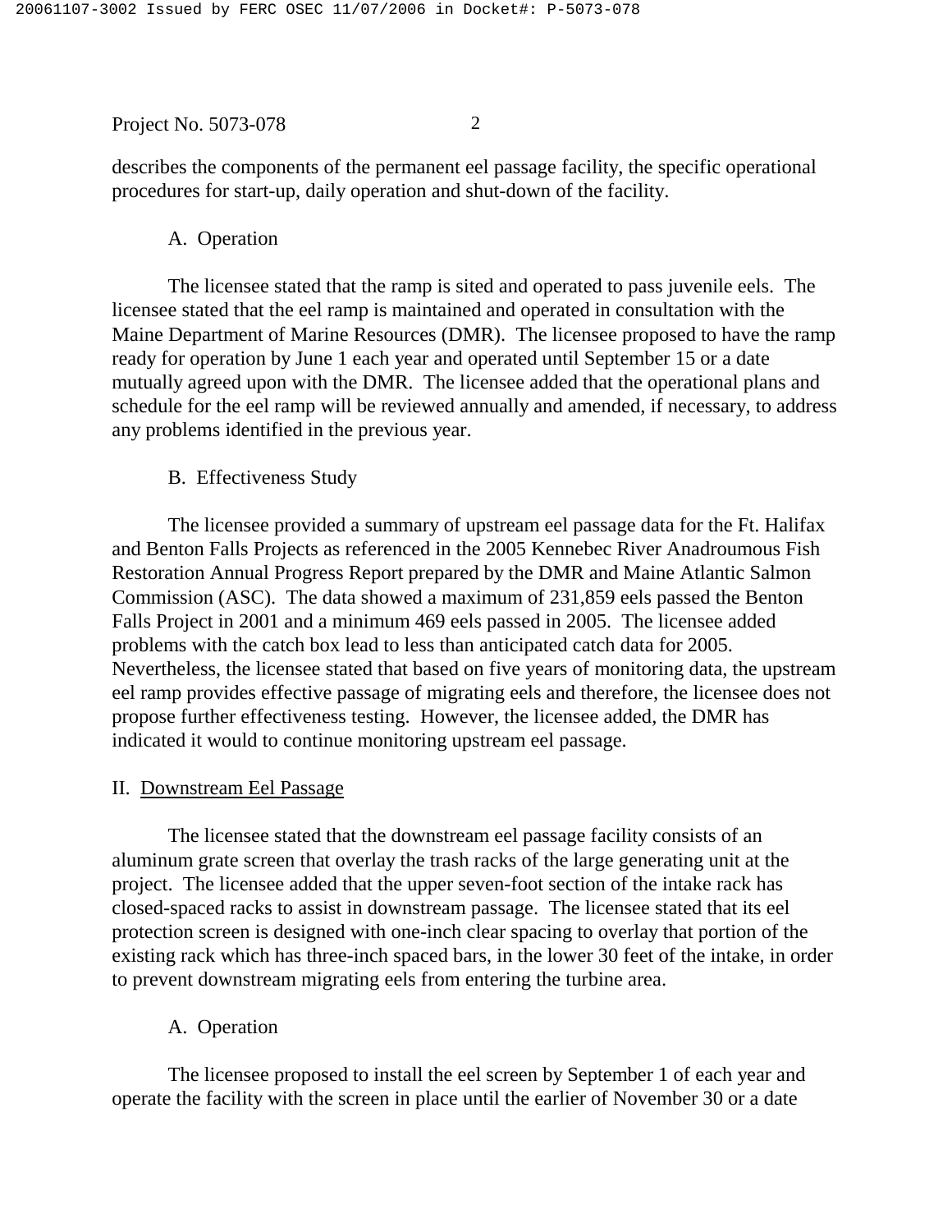describes the components of the permanent eel passage facility, the specific operational procedures for start-up, daily operation and shut-down of the facility.

A. Operation

The licensee stated that the ramp is sited and operated to pass juvenile eels. The licensee stated that the eel ramp is maintained and operated in consultation with the Maine Department of Marine Resources (DMR). The licensee proposed to have the ramp ready for operation by June 1 each year and operated until September 15 or a date mutually agreed upon with the DMR. The licensee added that the operational plans and schedule for the eel ramp will be reviewed annually and amended, if necessary, to address any problems identified in the previous year.

B. Effectiveness Study

The licensee provided a summary of upstream eel passage data for the Ft. Halifax and Benton Falls Projects as referenced in the 2005 Kennebec River Anadroumous Fish Restoration Annual Progress Report prepared by the DMR and Maine Atlantic Salmon Commission (ASC). The data showed a maximum of 231,859 eels passed the Benton Falls Project in 2001 and a minimum 469 eels passed in 2005. The licensee added problems with the catch box lead to less than anticipated catch data for 2005. Nevertheless, the licensee stated that based on five years of monitoring data, the upstream eel ramp provides effective passage of migrating eels and therefore, the licensee does not propose further effectiveness testing. However, the licensee added, the DMR has indicated it would to continue monitoring upstream eel passage.

II. <u>Downstream Eel Passage</u>

The licensee stated that the downstream eel passage facility consists of an aluminum grate screen that overlay the trash racks of the large generating unit at the project. The licensee added that the upper seven-foot section of the intake rack has closed-spaced racks to assist in downstream passage. The licensee stated that its eel protection screen is designed with one-inch clear spacing to overlay that portion of the existing rack which has three-inch spaced bars, in the lower 30 feet of the intake, in order to prevent downstream migrating eels from entering the turbine area.

A. Operation

The licensee proposed to install the eel screen by September 1 of each year and operate the facility with the screen in place until the earlier of November 30 or a date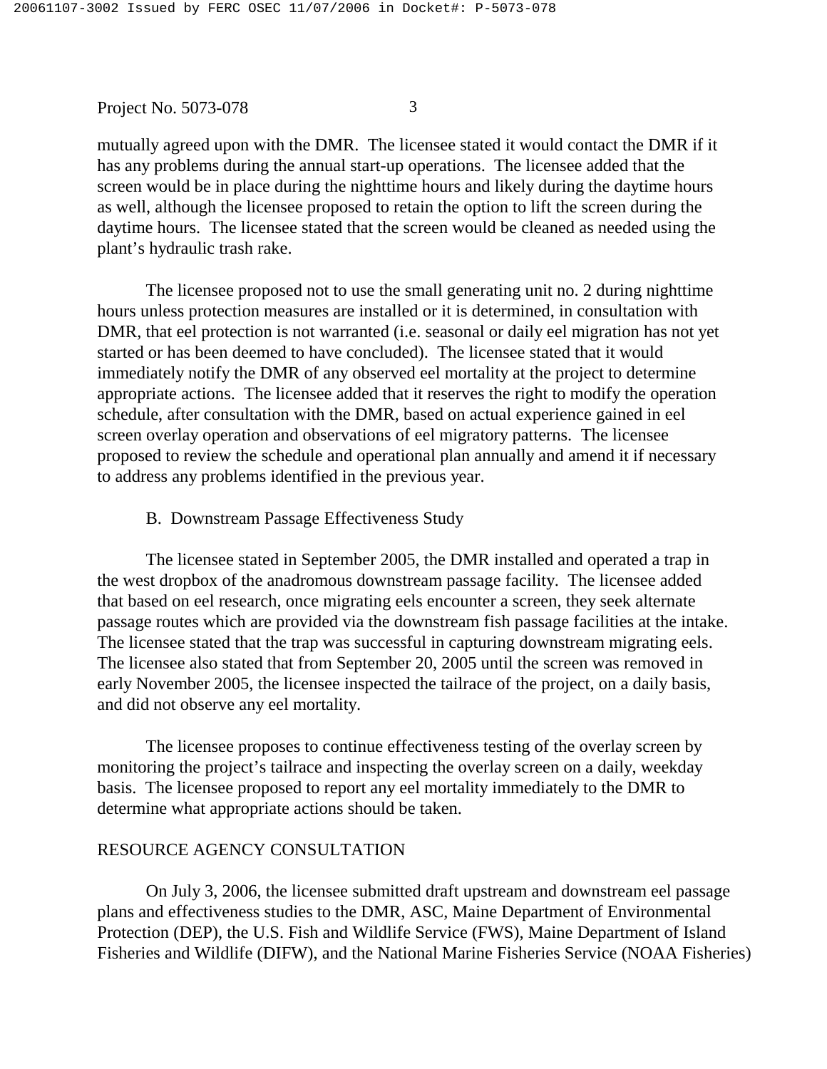mutually agreed upon with the DMR. The licensee stated it would contact the DMR if it has any problems during the annual start-up operations. The licensee added that the screen would be in place during the nighttime hours and likely during the daytime hours as well, although the licensee proposed to retain the option to lift the screen during the daytime hours. The licensee stated that the screen would be cleaned as needed using the plant's hydraulic trash rake.

The licensee proposed not to use the small generating unit no. 2 during nighttime hours unless protection measures are installed or it is determined, in consultation with DMR, that eel protection is not warranted (i.e. seasonal or daily eel migration has not yet started or has been deemed to have concluded). The licensee stated that it would immediately notify the DMR of any observed eel mortality at the project to determine appropriate actions. The licensee added that it reserves the right to modify the operation schedule, after consultation with the DMR, based on actual experience gained in eel screen overlay operation and observations of eel migratory patterns. The licensee proposed to review the schedule and operational plan annually and amend it if necessary to address any problems identified in the previous year.

B. Downstream Passage Effectiveness Study

The licensee stated in September 2005, the DMR installed and operated a trap in the west dropbox of the anadromous downstream passage facility. The licensee added that based on eel research, once migrating eels encounter a screen, they seek alternate passage routes which are provided via the downstream fish passage facilities at the intake. The licensee stated that the trap was successful in capturing downstream migrating eels. The licensee also stated that from September 20, 2005 until the screen was removed in early November 2005, the licensee inspected the tailrace of the project, on a daily basis, and did not observe any eel mortality.

The licensee proposes to continue effectiveness testing of the overlay screen by monitoring the project's tailrace and inspecting the overlay screen on a daily, weekday basis. The licensee proposed to report any eel mortality immediately to the DMR to determine what appropriate actions should be taken.

## RESOURCE AGENCY CONSULTATION

On July 3, 2006, the licensee submitted draft upstream and downstream eel passage plans and effectiveness studies to the DMR, ASC, Maine Department of Environmental Protection (DEP), the U.S. Fish and Wildlife Service (FWS), Maine Department of Island Fisheries and Wildlife (DIFW), and the National Marine Fisheries Service (NOAA Fisheries)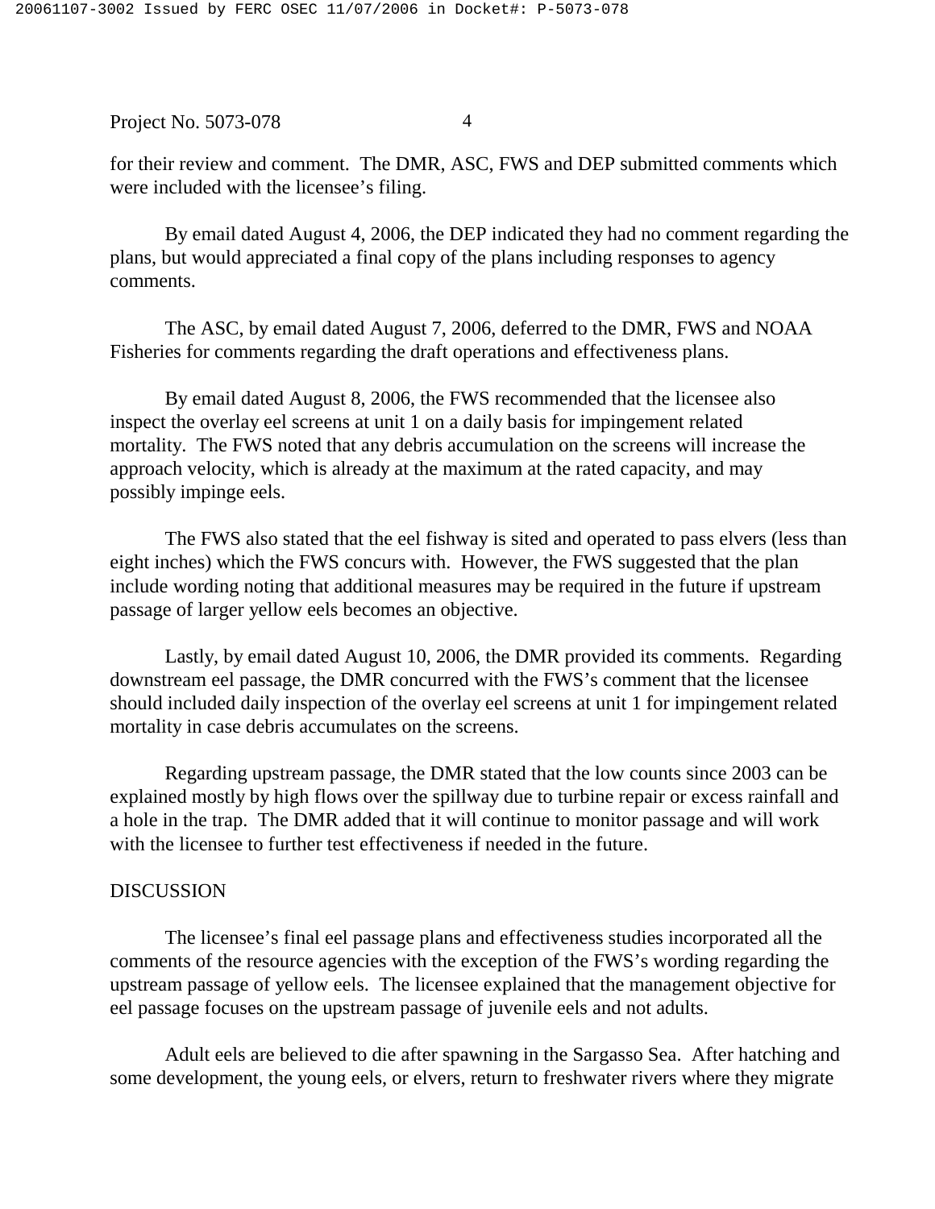for their review and comment. The DMR, ASC, FWS and DEP submitted comments which were included with the licensee's filing.

By email dated August 4, 2006, the DEP indicated they had no comment regarding the plans, but would appreciated a final copy of the plans including responses to agency comments.

The ASC, by email dated August 7, 2006, deferred to the DMR, FWS and NOAA Fisheries for comments regarding the draft operations and effectiveness plans.

By email dated August 8, 2006, the FWS recommended that the licensee also inspect the overlay eel screens at unit 1 on a daily basis for impingement related mortality. The FWS noted that any debris accumulation on the screens will increase the approach velocity, which is already at the maximum at the rated capacity, and may possibly impinge eels.

The FWS also stated that the eel fishway is sited and operated to pass elvers (less than eight inches) which the FWS concurs with. However, the FWS suggested that the plan include wording noting that additional measures may be required in the future if upstream passage of larger yellow eels becomes an objective.

Lastly, by email dated August 10, 2006, the DMR provided its comments. Regarding downstream eel passage, the DMR concurred with the FWS's comment that the licensee should included daily inspection of the overlay eel screens at unit 1 for impingement related mortality in case debris accumulates on the screens.

Regarding upstream passage, the DMR stated that the low counts since 2003 can be explained mostly by high flows over the spillway due to turbine repair or excess rainfall and a hole in the trap. The DMR added that it will continue to monitor passage and will work with the licensee to further test effectiveness if needed in the future.

## DISCUSSION

The licensee's final eel passage plans and effectiveness studies incorporated all the comments of the resource agencies with the exception of the FWS's wording regarding the upstream passage of yellow eels. The licensee explained that the management objective for eel passage focuses on the upstream passage of juvenile eels and not adults.

Adult eels are believed to die after spawning in the Sargasso Sea. After hatching and some development, the young eels, or elvers, return to freshwater rivers where they migrate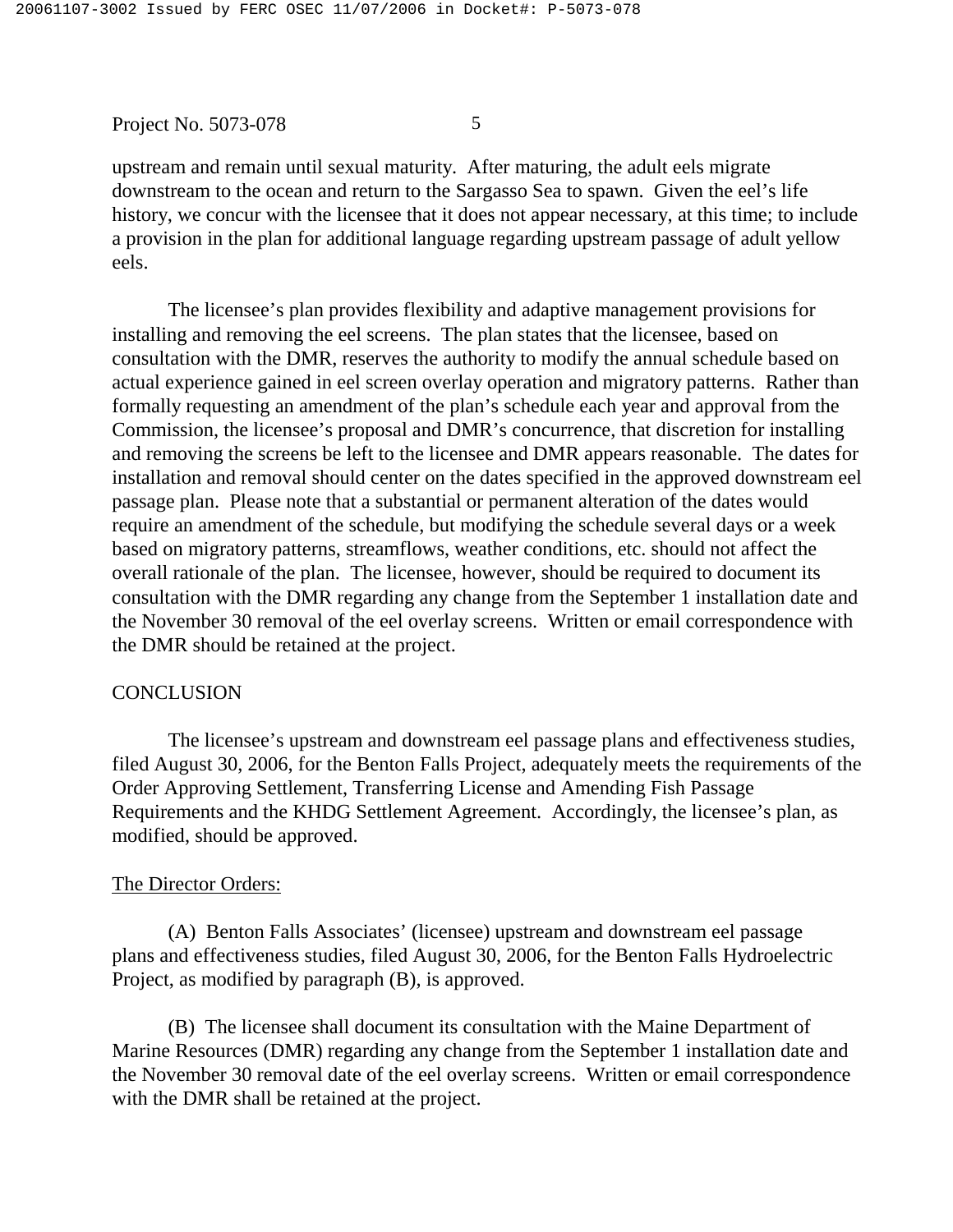upstream and remain until sexual maturity. After maturing, the adult eels migrate downstream to the ocean and return to the Sargasso Sea to spawn. Given the eel's life history, we concur with the licensee that it does not appear necessary, at this time; to include a provision in the plan for additional language regarding upstream passage of adult yellow eels.

The licensee's plan provides flexibility and adaptive management provisions for installing and removing the eel screens. The plan states that the licensee, based on consultation with the DMR, reserves the authority to modify the annual schedule based on actual experience gained in eel screen overlay operation and migratory patterns. Rather than formally requesting an amendment of the plan's schedule each year and approval from the Commission, the licensee's proposal and DMR's concurrence, that discretion for installing and removing the screens be left to the licensee and DMR appears reasonable. The dates for installation and removal should center on the dates specified in the approved downstream eel passage plan. Please note that a substantial or permanent alteration of the dates would require an amendment of the schedule, but modifying the schedule several days or a week based on migratory patterns, streamflows, weather conditions, etc. should not affect the overall rationale of the plan. The licensee, however, should be required to document its consultation with the DMR regarding any change from the September 1 installation date and the November 30 removal of the eel overlay screens. Written or email correspondence with the DMR should be retained at the project.

## CONCLUSION

The licensee's upstream and downstream eel passage plans and effectiveness studies, filed August 30, 2006, for the Benton Falls Project, adequately meets the requirements of the Order Approving Settlement, Transferring License and Amending Fish Passage Requirements and the KHDG Settlement Agreement. Accordingly, the licensee's plan, as modified, should be approved.

The Director Orders:

(A) Benton Falls Associates' (licensee) upstream and downstream eel passage plans and effectiveness studies, filed August 30, 2006, for the Benton Falls Hydroelectric Project, as modified by paragraph (B), is approved.

(B) The licensee shall document its consultation with the Maine Department of Marine Resources (DMR) regarding any change from the September 1 installation date and the November 30 removal date of the eel overlay screens. Written or email correspondence with the DMR shall be retained at the project.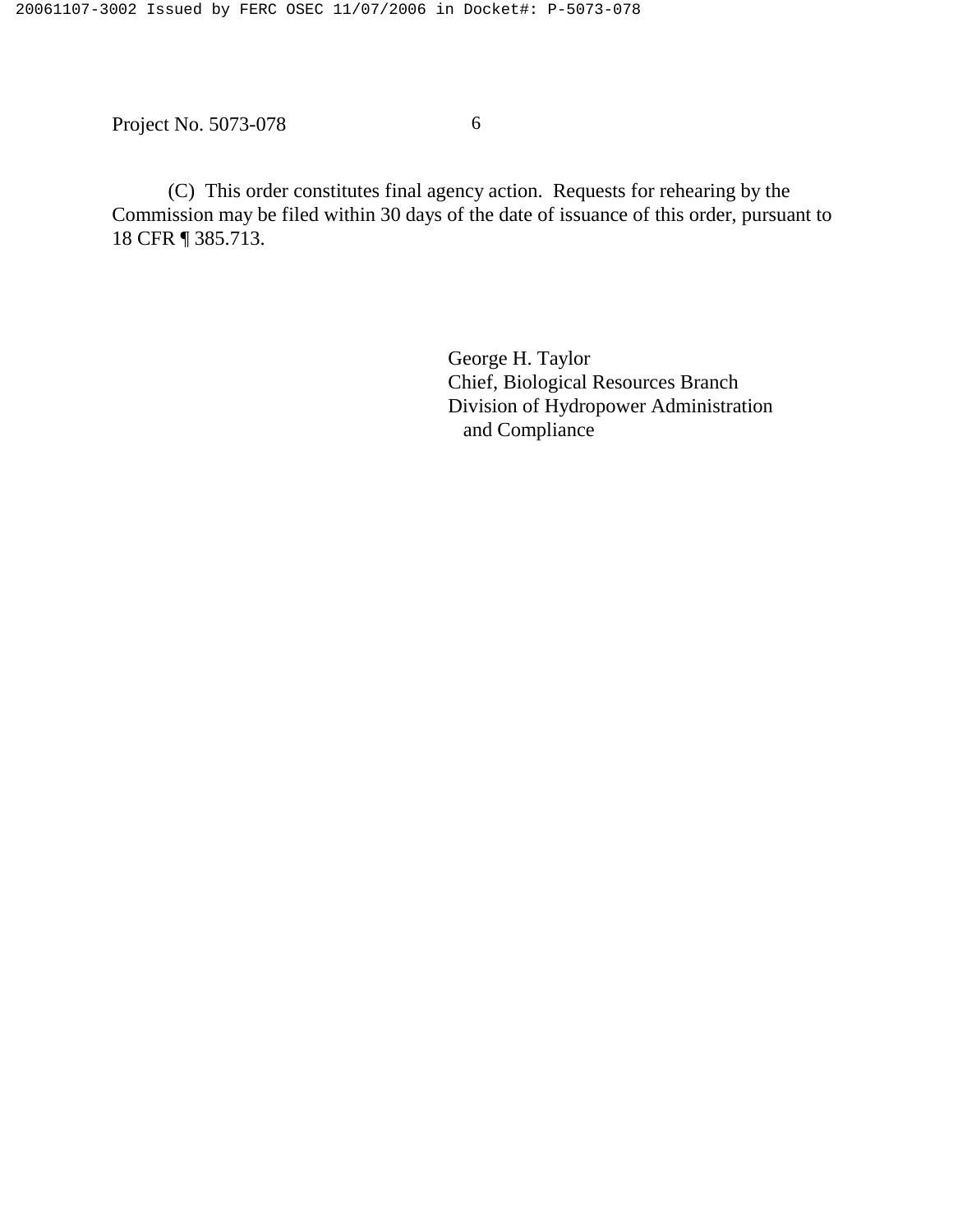(C) This order constitutes final agency action. Requests for rehearing by the Commission may be filed within 30 days of the date of issuance of this order, pursuant to 18 CFR ¶ 385.713.

George H. Taylor
Chief, Biological Resources Branch
Division of Hydropower Administration
and Compliance